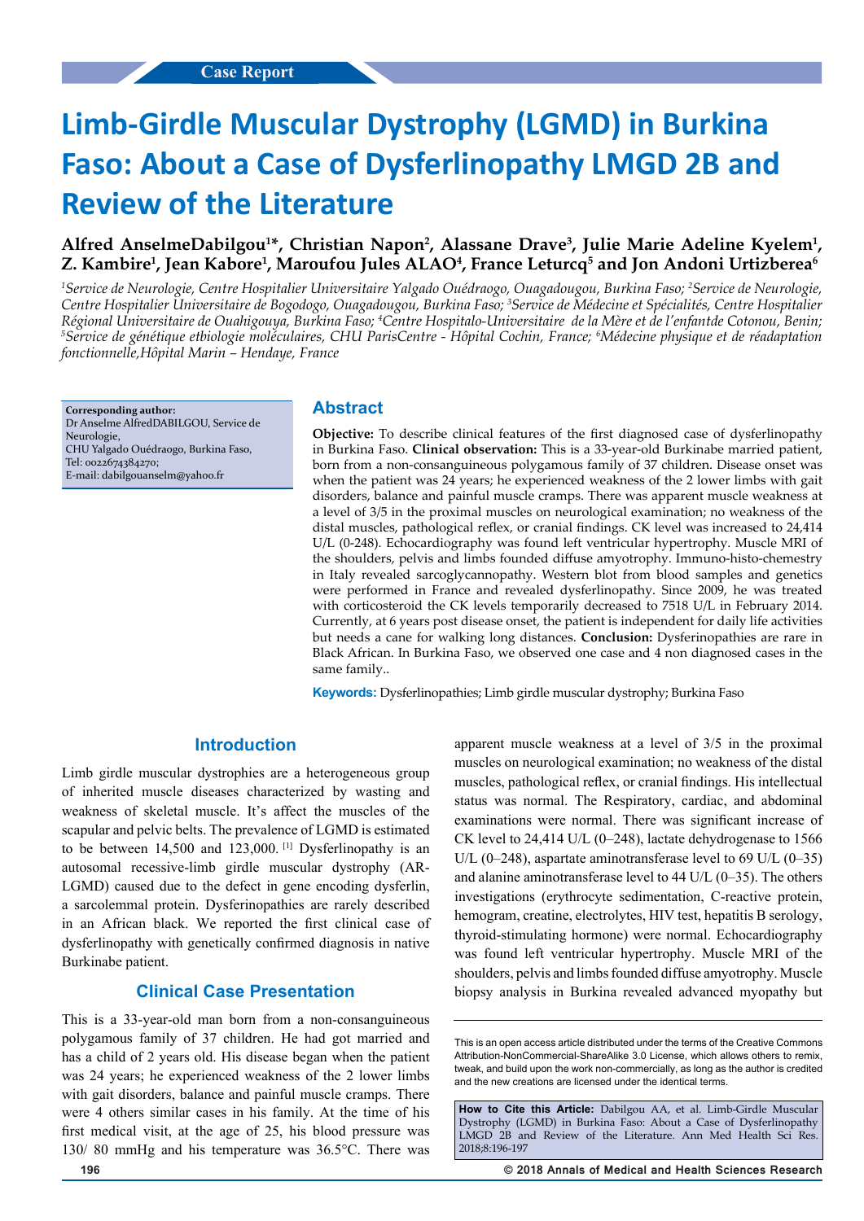Case Report

# Limb-Girdle Muscular Dystrophy (LGMD) in Burkina Faso: About a Case of Dysferlinopathy LMGD 2B and Review of the Literature

**Alfred AnselmeDabilgou[1]\*, Christian Napon[2], Alassane Drave[3], Julie Marie Adeline Kyelem[1], Z. Kambire[1], Jean Kabore[1], Maroufou Jules ALAO[4], France Leturcq[5] and Jon Andoni Urtizberea[6]**

*[1]Service de Neurologie, Centre Hospitalier Universitaire Yalgado Ouédraogo, Ouagadougou, Burkina Faso; [2]Service de Neurologie, Centre Hospitalier Universitaire de Bogodogo, Ouagadougou, Burkina Faso; [3]Service de Médecine et Spécialités, Centre Hospitalier Régional Universitaire de Ouahigouya, Burkina Faso; [4]Centre Hospitalo-Universitaire de la Mère et de l'enfantde Cotonou, Benin; [5]Service de génétique etbiologie moléculaires, CHU ParisCentre - Hôpital Cochin, France; [6]Médecine physique et de réadaptation fonctionnelle,Hôpital Marin – Hendaye, France*

**Corresponding author:**
Dr Anselme AlfredDABILGOU, Service de Neurologie,
CHU Yalgado Ouédraogo, Burkina Faso,
Tel: 0022674384270;
E-mail: dabilgouanselm@yahoo.fr

## Abstract

**Objective:** To describe clinical features of the first diagnosed case of dysferlinopathy in Burkina Faso. **Clinical observation:** This is a 33-year-old Burkinabe married patient, born from a non-consanguineous polygamous family of 37 children. Disease onset was when the patient was 24 years; he experienced weakness of the 2 lower limbs with gait disorders, balance and painful muscle cramps. There was apparent muscle weakness at a level of 3/5 in the proximal muscles on neurological examination; no weakness of the distal muscles, pathological reflex, or cranial findings. CK level was increased to 24,414 U/L (0-248). Echocardiography was found left ventricular hypertrophy. Muscle MRI of the shoulders, pelvis and limbs founded diffuse amyotrophy. Immuno-histo-chemestry in Italy revealed sarcoglycannopathy. Western blot from blood samples and genetics were performed in France and revealed dysferlinopathy. Since 2009, he was treated with corticosteroid the CK levels temporarily decreased to 7518 U/L in February 2014. Currently, at 6 years post disease onset, the patient is independent for daily life activities but needs a cane for walking long distances. **Conclusion:** Dysferinopathies are rare in Black African. In Burkina Faso, we observed one case and 4 non diagnosed cases in the same family..

**Keywords:** Dysferlinopathies; Limb girdle muscular dystrophy; Burkina Faso

## Introduction

Limb girdle muscular dystrophies are a heterogeneous group of inherited muscle diseases characterized by wasting and weakness of skeletal muscle. It's affect the muscles of the scapular and pelvic belts. The prevalence of LGMD is estimated to be between 14,500 and 123,000. [1] Dysferlinopathy is an autosomal recessive-limb girdle muscular dystrophy (AR-LGMD) caused due to the defect in gene encoding dysferlin, a sarcolemmal protein. Dysferinopathies are rarely described in an African black. We reported the first clinical case of dysferlinopathy with genetically confirmed diagnosis in native Burkinabe patient.

## Clinical Case Presentation

This is a 33-year-old man born from a non-consanguineous polygamous family of 37 children. He had got married and has a child of 2 years old. His disease began when the patient was 24 years; he experienced weakness of the 2 lower limbs with gait disorders, balance and painful muscle cramps. There were 4 others similar cases in his family. At the time of his first medical visit, at the age of 25, his blood pressure was 130/ 80 mmHg and his temperature was 36.5°C. There was apparent muscle weakness at a level of 3/5 in the proximal muscles on neurological examination; no weakness of the distal muscles, pathological reflex, or cranial findings. His intellectual status was normal. The Respiratory, cardiac, and abdominal examinations were normal. There was significant increase of CK level to 24,414 U/L (0–248), lactate dehydrogenase to 1566 U/L (0–248), aspartate aminotransferase level to 69 U/L (0–35) and alanine aminotransferase level to 44 U/L (0–35). The others investigations (erythrocyte sedimentation, C-reactive protein, hemogram, creatine, electrolytes, HIV test, hepatitis B serology, thyroid-stimulating hormone) were normal. Echocardiography was found left ventricular hypertrophy. Muscle MRI of the shoulders, pelvis and limbs founded diffuse amyotrophy. Muscle biopsy analysis in Burkina revealed advanced myopathy but

This is an open access article distributed under the terms of the Creative Commons Attribution-NonCommercial-ShareAlike 3.0 License, which allows others to remix, tweak, and build upon the work non-commercially, as long as the author is credited and the new creations are licensed under the identical terms.

**How to Cite this Article:** Dabilgou AA, et al. Limb-Girdle Muscular Dystrophy (LGMD) in Burkina Faso: About a Case of Dysferlinopathy LMGD 2B and Review of the Literature. Ann Med Health Sci Res. 2018;8:196-197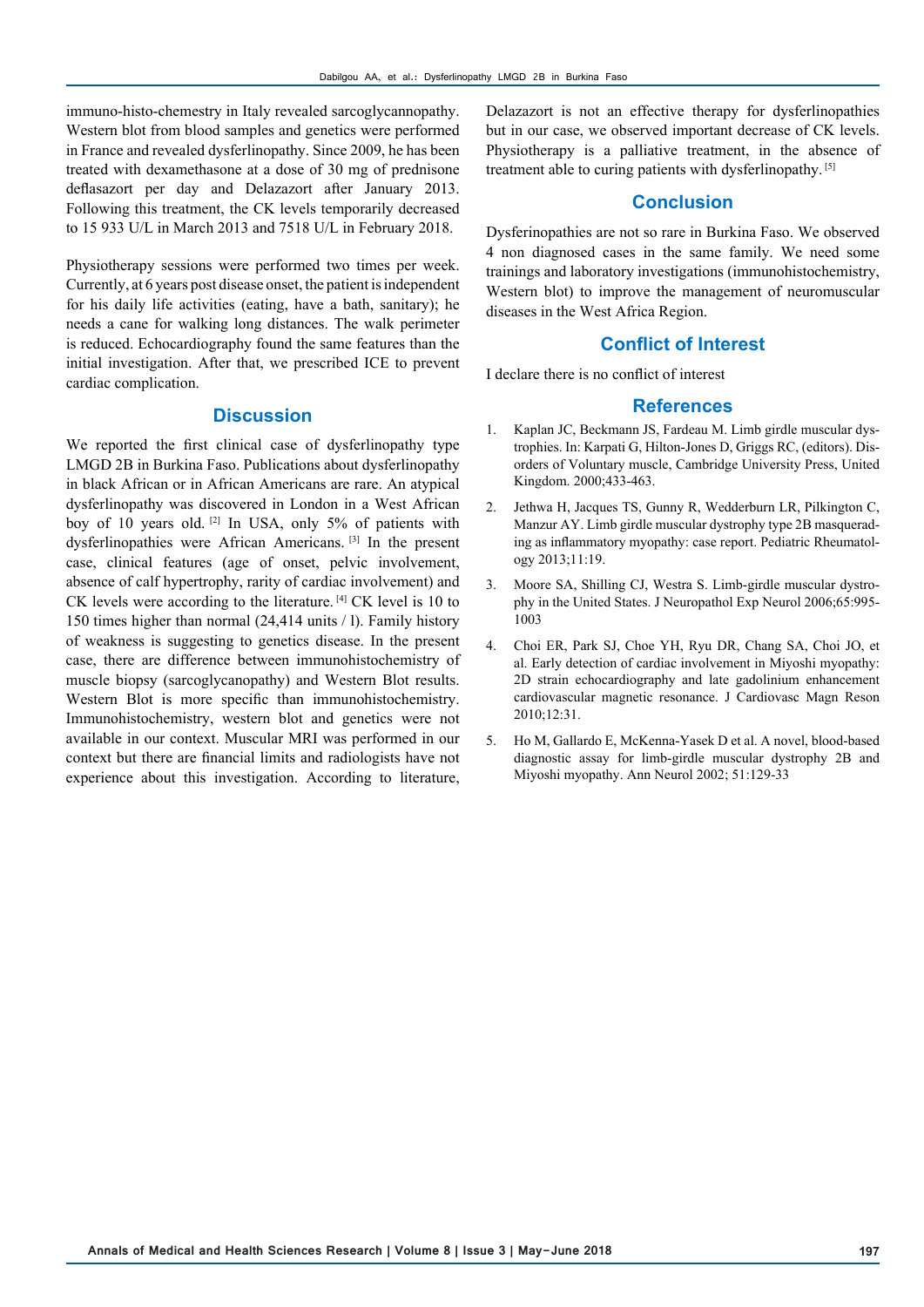immuno-histo-chemestry in Italy revealed sarcoglycannopathy. Western blot from blood samples and genetics were performed in France and revealed dysferlinopathy. Since 2009, he has been treated with dexamethasone at a dose of 30 mg of prednisone deflasazort per day and Delazazort after January 2013. Following this treatment, the CK levels temporarily decreased to 15 933 U/L in March 2013 and 7518 U/L in February 2018.

Physiotherapy sessions were performed two times per week. Currently, at 6 years post disease onset, the patient is independent for his daily life activities (eating, have a bath, sanitary); he needs a cane for walking long distances. The walk perimeter is reduced. Echocardiography found the same features than the initial investigation. After that, we prescribed ICE to prevent cardiac complication.

## Discussion

We reported the first clinical case of dysferlinopathy type LMGD 2B in Burkina Faso. Publications about dysferlinopathy in black African or in African Americans are rare. An atypical dysferlinopathy was discovered in London in a West African boy of 10 years old. [2] In USA, only 5% of patients with dysferlinopathies were African Americans. [3] In the present case, clinical features (age of onset, pelvic involvement, absence of calf hypertrophy, rarity of cardiac involvement) and CK levels were according to the literature. [4] CK level is 10 to 150 times higher than normal (24,414 units / l). Family history of weakness is suggesting to genetics disease. In the present case, there are difference between immunohistochemistry of muscle biopsy (sarcoglycanopathy) and Western Blot results. Western Blot is more specific than immunohistochemistry. Immunohistochemistry, western blot and genetics were not available in our context. Muscular MRI was performed in our context but there are financial limits and radiologists have not experience about this investigation. According to literature, Delazazort is not an effective therapy for dysferlinopathies but in our case, we observed important decrease of CK levels. Physiotherapy is a palliative treatment, in the absence of treatment able to curing patients with dysferlinopathy. [5]

## Conclusion

Dysferinopathies are not so rare in Burkina Faso. We observed 4 non diagnosed cases in the same family. We need some trainings and laboratory investigations (immunohistochemistry, Western blot) to improve the management of neuromuscular diseases in the West Africa Region.

## Conflict of Interest

I declare there is no conflict of interest

## References

1. Kaplan JC, Beckmann JS, Fardeau M. Limb girdle muscular dystrophies. In: Karpati G, Hilton-Jones D, Griggs RC, (editors). Disorders of Voluntary muscle, Cambridge University Press, United Kingdom. 2000;433-463.
2. Jethwa H, Jacques TS, Gunny R, Wedderburn LR, Pilkington C, Manzur AY. Limb girdle muscular dystrophy type 2B masquerading as inflammatory myopathy: case report. Pediatric Rheumatology 2013;11:19.
3. Moore SA, Shilling CJ, Westra S. Limb-girdle muscular dystrophy in the United States. J Neuropathol Exp Neurol 2006;65:995-1003
4. Choi ER, Park SJ, Choe YH, Ryu DR, Chang SA, Choi JO, et al. Early detection of cardiac involvement in Miyoshi myopathy: 2D strain echocardiography and late gadolinium enhancement cardiovascular magnetic resonance. J Cardiovasc Magn Reson 2010;12:31.
5. Ho M, Gallardo E, McKenna-Yasek D et al. A novel, blood-based diagnostic assay for limb-girdle muscular dystrophy 2B and Miyoshi myopathy. Ann Neurol 2002; 51:129-33